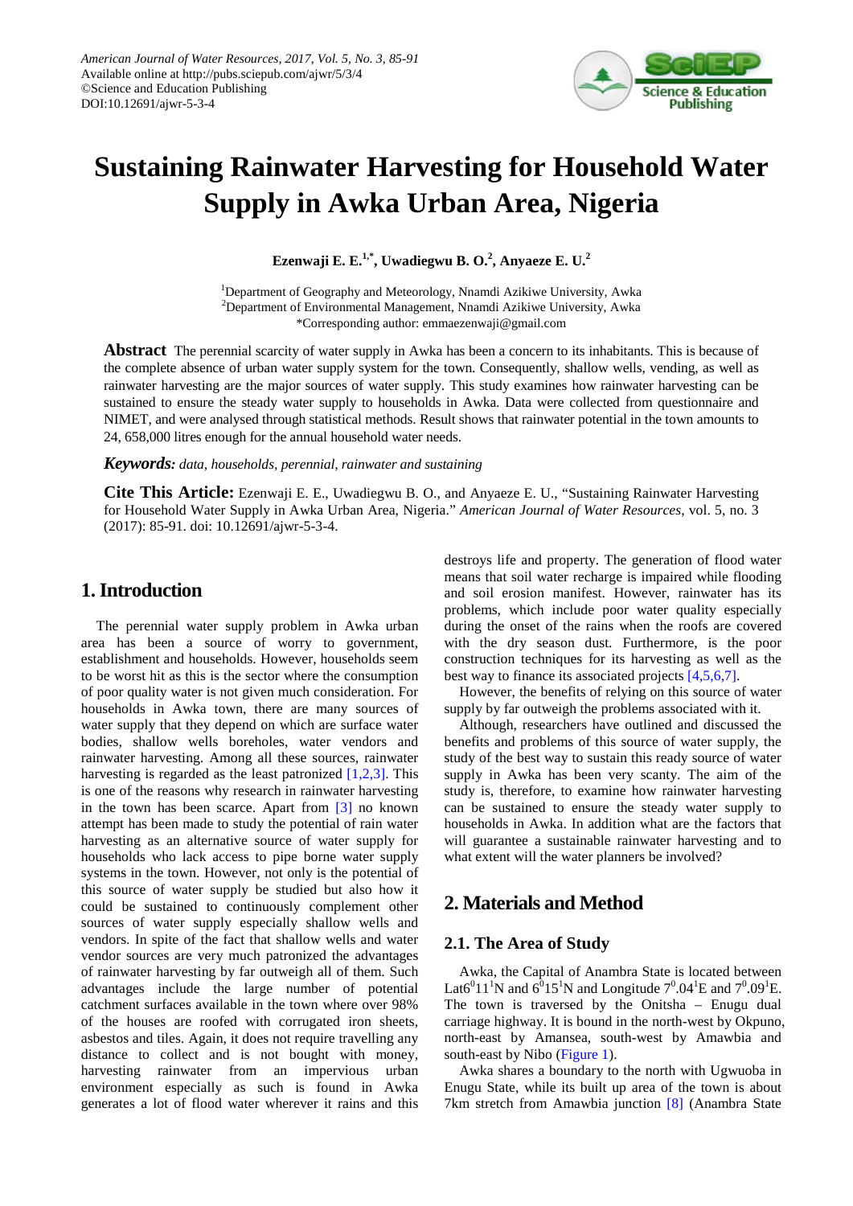# Sustaining Rainwater Harvesting for Household Water Supply in Awka Urban Area, Nigeria

**Ezenwaji E. E.[1,*], Uwadiegwu B. O.[2], Anyaeze E. U.[2]**

[1]Department of Geography and Meteorology, Nnamdi Azikiwe University, Awka
[2]Department of Environmental Management, Nnamdi Azikiwe University, Awka
*Corresponding author: emmaezenwaji@gmail.com

**Abstract** The perennial scarcity of water supply in Awka has been a concern to its inhabitants. This is because of the complete absence of urban water supply system for the town. Consequently, shallow wells, vending, as well as rainwater harvesting are the major sources of water supply. This study examines how rainwater harvesting can be sustained to ensure the steady water supply to households in Awka. Data were collected from questionnaire and NIMET, and were analysed through statistical methods. Result shows that rainwater potential in the town amounts to 24, 658,000 litres enough for the annual household water needs.

***Keywords:*** *data, households, perennial, rainwater and sustaining*

**Cite This Article:** Ezenwaji E. E., Uwadiegwu B. O., and Anyaeze E. U., "Sustaining Rainwater Harvesting for Household Water Supply in Awka Urban Area, Nigeria." *American Journal of Water Resources*, vol. 5, no. 3 (2017): 85-91. doi: 10.12691/ajwr-5-3-4.

## 1. Introduction

The perennial water supply problem in Awka urban area has been a source of worry to government, establishment and households. However, households seem to be worst hit as this is the sector where the consumption of poor quality water is not given much consideration. For households in Awka town, there are many sources of water supply that they depend on which are surface water bodies, shallow wells boreholes, water vendors and rainwater harvesting. Among all these sources, rainwater harvesting is regarded as the least patronized [1,2,3]. This is one of the reasons why research in rainwater harvesting in the town has been scarce. Apart from [3] no known attempt has been made to study the potential of rain water harvesting as an alternative source of water supply for households who lack access to pipe borne water supply systems in the town. However, not only is the potential of this source of water supply be studied but also how it could be sustained to continuously complement other sources of water supply especially shallow wells and vendors. In spite of the fact that shallow wells and water vendor sources are very much patronized the advantages of rainwater harvesting by far outweigh all of them. Such advantages include the large number of potential catchment surfaces available in the town where over 98% of the houses are roofed with corrugated iron sheets, asbestos and tiles. Again, it does not require travelling any distance to collect and is not bought with money, harvesting rainwater from an impervious urban environment especially as such is found in Awka generates a lot of flood water wherever it rains and this destroys life and property. The generation of flood water means that soil water recharge is impaired while flooding and soil erosion manifest. However, rainwater has its problems, which include poor water quality especially during the onset of the rains when the roofs are covered with the dry season dust. Furthermore, is the poor construction techniques for its harvesting as well as the best way to finance its associated projects [4,5,6,7].

However, the benefits of relying on this source of water supply by far outweigh the problems associated with it.

Although, researchers have outlined and discussed the benefits and problems of this source of water supply, the study of the best way to sustain this ready source of water supply in Awka has been very scanty. The aim of the study is, therefore, to examine how rainwater harvesting can be sustained to ensure the steady water supply to households in Awka. In addition what are the factors that will guarantee a sustainable rainwater harvesting and to what extent will the water planners be involved?

## 2. Materials and Method

### 2.1. The Area of Study

Awka, the Capital of Anambra State is located between Lat$6^0 11^1$N and $6^0 15^1$N and Longitude $7^0.04^1$E and $7^0.09^1$E. The town is traversed by the Onitsha – Enugu dual carriage highway. It is bound in the north-west by Okpuno, north-east by Amansea, south-west by Amawbia and south-east by Nibo (Figure 1).

Awka shares a boundary to the north with Ugwuoba in Enugu State, while its built up area of the town is about 7km stretch from Amawbia junction [8] (Anambra State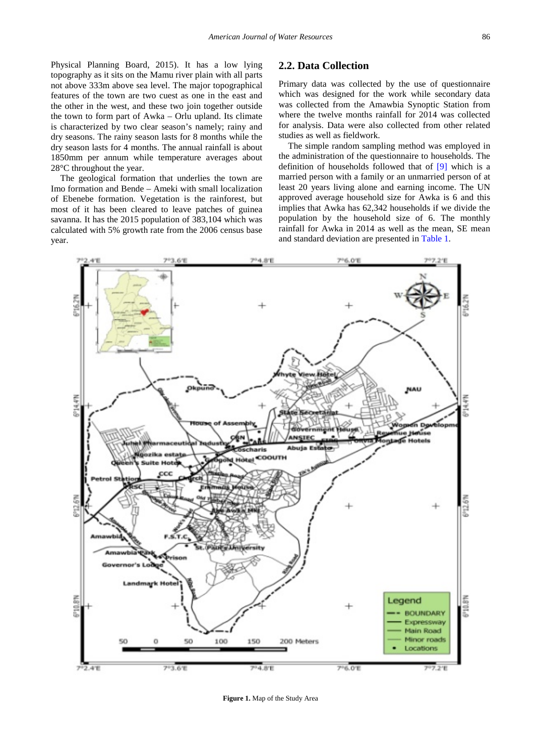Physical Planning Board, 2015). It has a low lying topography as it sits on the Mamu river plain with all parts not above 333m above sea level. The major topographical features of the town are two cuest as one in the east and the other in the west, and these two join together outside the town to form part of Awka – Orlu upland. Its climate is characterized by two clear season's namely; rainy and dry seasons. The rainy season lasts for 8 months while the dry season lasts for 4 months. The annual rainfall is about 1850mm per annum while temperature averages about 28°C throughout the year.

The geological formation that underlies the town are Imo formation and Bende – Ameki with small localization of Ebenebe formation. Vegetation is the rainforest, but most of it has been cleared to leave patches of guinea savanna. It has the 2015 population of 383,104 which was calculated with 5% growth rate from the 2006 census base year.

## 2.2. Data Collection

Primary data was collected by the use of questionnaire which was designed for the work while secondary data was collected from the Amawbia Synoptic Station from where the twelve months rainfall for 2014 was collected for analysis. Data were also collected from other related studies as well as fieldwork.

The simple random sampling method was employed in the administration of the questionnaire to households. The definition of households followed that of [9] which is a married person with a family or an unmarried person of at least 20 years living alone and earning income. The UN approved average household size for Awka is 6 and this implies that Awka has 62,342 households if we divide the population by the household size of 6. The monthly rainfall for Awka in 2014 as well as the mean, SE mean and standard deviation are presented in Table 1.

**Figure 1.** Map of the Study Area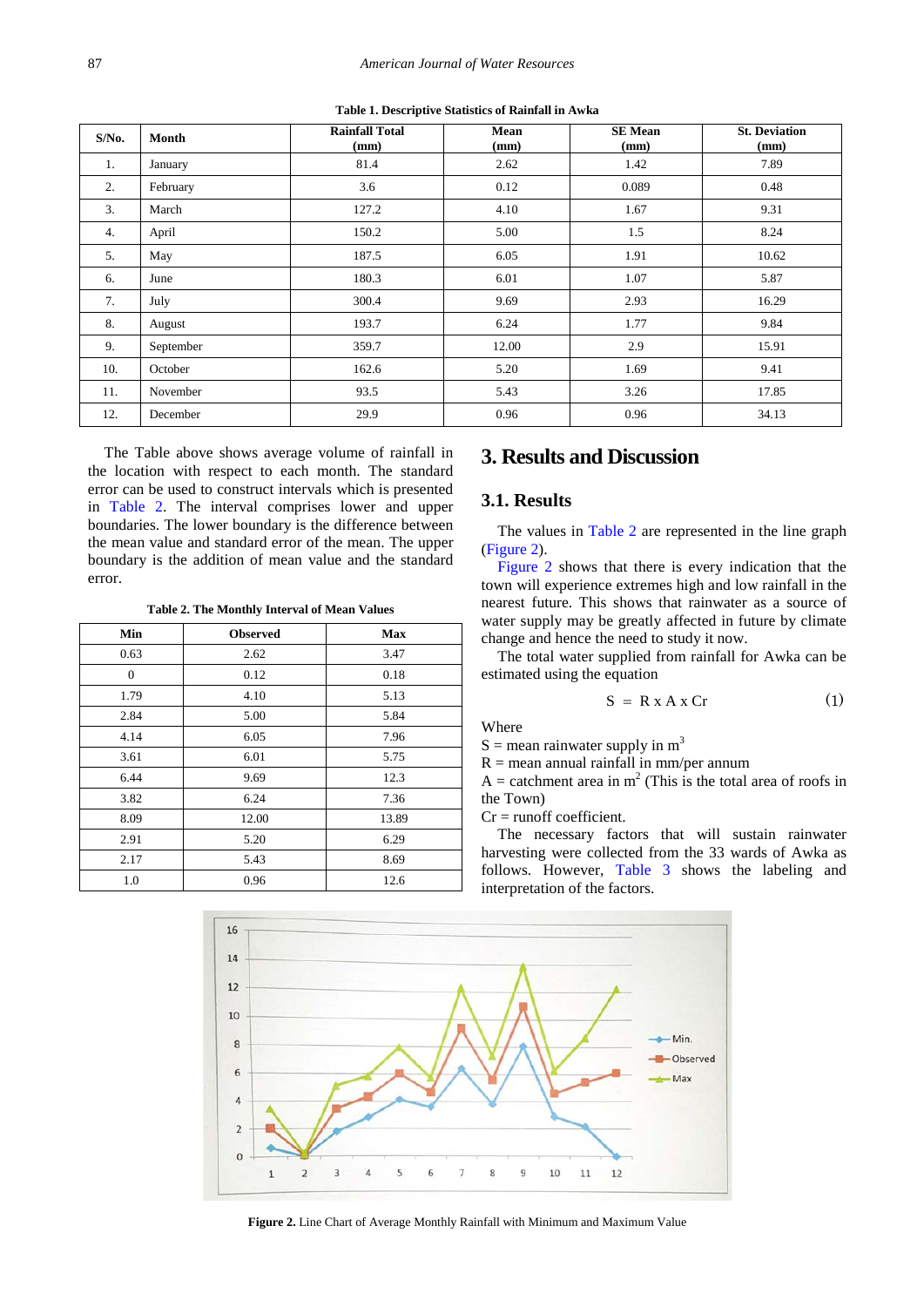**Table 1. Descriptive Statistics of Rainfall in Awka**

| S/No. | Month | Rainfall Total (mm) | Mean (mm) | SE Mean (mm) | St. Deviation (mm) |
|---|---|---|---|---|---|
| 1. | January | 81.4 | 2.62 | 1.42 | 7.89 |
| 2. | February | 3.6 | 0.12 | 0.089 | 0.48 |
| 3. | March | 127.2 | 4.10 | 1.67 | 9.31 |
| 4. | April | 150.2 | 5.00 | 1.5 | 8.24 |
| 5. | May | 187.5 | 6.05 | 1.91 | 10.62 |
| 6. | June | 180.3 | 6.01 | 1.07 | 5.87 |
| 7. | July | 300.4 | 9.69 | 2.93 | 16.29 |
| 8. | August | 193.7 | 6.24 | 1.77 | 9.84 |
| 9. | September | 359.7 | 12.00 | 2.9 | 15.91 |
| 10. | October | 162.6 | 5.20 | 1.69 | 9.41 |
| 11. | November | 93.5 | 5.43 | 3.26 | 17.85 |
| 12. | December | 29.9 | 0.96 | 0.96 | 34.13 |

The Table above shows average volume of rainfall in the location with respect to each month. The standard error can be used to construct intervals which is presented in Table 2. The interval comprises lower and upper boundaries. The lower boundary is the difference between the mean value and standard error of the mean. The upper boundary is the addition of mean value and the standard error.

**Table 2. The Monthly Interval of Mean Values**

| Min | Observed | Max |
|---|---|---|
| 0.63 | 2.62 | 3.47 |
| 0 | 0.12 | 0.18 |
| 1.79 | 4.10 | 5.13 |
| 2.84 | 5.00 | 5.84 |
| 4.14 | 6.05 | 7.96 |
| 3.61 | 6.01 | 5.75 |
| 6.44 | 9.69 | 12.3 |
| 3.82 | 6.24 | 7.36 |
| 8.09 | 12.00 | 13.89 |
| 2.91 | 5.20 | 6.29 |
| 2.17 | 5.43 | 8.69 |
| 1.0 | 0.96 | 12.6 |

## 3. Results and Discussion

### 3.1. Results

The values in Table 2 are represented in the line graph (Figure 2).

Figure 2 shows that there is every indication that the town will experience extremes high and low rainfall in the nearest future. This shows that rainwater as a source of water supply may be greatly affected in future by climate change and hence the need to study it now.

The total water supplied from rainfall for Awka can be estimated using the equation

$$S = R \times A \times Cr \tag{1}$$

Where

$S$ = mean rainwater supply in $m^3$

$R$ = mean annual rainfall in mm/per annum

$A$ = catchment area in $m^2$ (This is the total area of roofs in the Town)

$Cr$ = runoff coefficient.

The necessary factors that will sustain rainwater harvesting were collected from the 33 wards of Awka as follows. However, Table 3 shows the labeling and interpretation of the factors.

**Figure 2.** Line Chart of Average Monthly Rainfall with Minimum and Maximum Value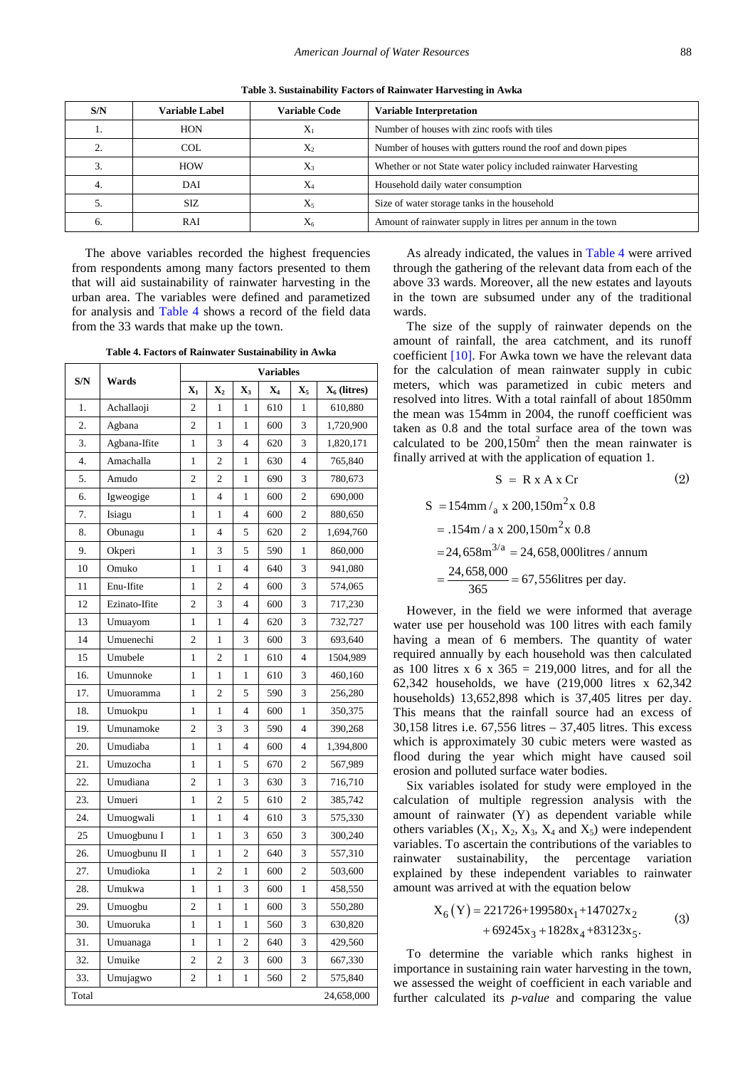**Table 3. Sustainability Factors of Rainwater Harvesting in Awka**

| S/N | Variable Label | Variable Code | Variable Interpretation |
|---|---|---|---|
| 1. | HON | $X_1$ | Number of houses with zinc roofs with tiles |
| 2. | COL | $X_2$ | Number of houses with gutters round the roof and down pipes |
| 3. | HOW | $X_3$ | Whether or not State water policy included rainwater Harvesting |
| 4. | DAI | $X_4$ | Household daily water consumption |
| 5. | SIZ | $X_5$ | Size of water storage tanks in the household |
| 6. | RAI | $X_6$ | Amount of rainwater supply in litres per annum in the town |

The above variables recorded the highest frequencies from respondents among many factors presented to them that will aid sustainability of rainwater harvesting in the urban area. The variables were defined and parametized for analysis and Table 4 shows a record of the field data from the 33 wards that make up the town.

**Table 4. Factors of Rainwater Sustainability in Awka**

| S/N | Wards | Variables | | | | | |
|---|---|---|---|---|---|---|---|
| | | $X_1$ | $X_2$ | $X_3$ | $X_4$ | $X_5$ | $X_6$ (litres) |
| 1. | Achallaoji | 2 | 1 | 1 | 610 | 1 | 610,880 |
| 2. | Agbana | 2 | 1 | 1 | 600 | 3 | 1,720,900 |
| 3. | Agbana-Ifite | 1 | 3 | 4 | 620 | 3 | 1,820,171 |
| 4. | Amachalla | 1 | 2 | 1 | 630 | 4 | 765,840 |
| 5. | Amudo | 2 | 2 | 1 | 690 | 3 | 780,673 |
| 6. | Igweogige | 1 | 4 | 1 | 600 | 2 | 690,000 |
| 7. | Isiagu | 1 | 1 | 4 | 600 | 2 | 880,650 |
| 8. | Obunagu | 1 | 4 | 5 | 620 | 2 | 1,694,760 |
| 9. | Okperi | 1 | 3 | 5 | 590 | 1 | 860,000 |
| 10 | Omuko | 1 | 1 | 4 | 640 | 3 | 941,080 |
| 11 | Enu-Ifite | 1 | 2 | 4 | 600 | 3 | 574,065 |
| 12 | Ezinato-Ifite | 2 | 3 | 4 | 600 | 3 | 717,230 |
| 13 | Umuayom | 1 | 1 | 4 | 620 | 3 | 732,727 |
| 14 | Umuenechi | 2 | 1 | 3 | 600 | 3 | 693,640 |
| 15 | Umubele | 1 | 2 | 1 | 610 | 4 | 1504,989 |
| 16. | Umunnoke | 1 | 1 | 1 | 610 | 3 | 460,160 |
| 17. | Umuoramma | 1 | 2 | 5 | 590 | 3 | 256,280 |
| 18. | Umuokpu | 1 | 1 | 4 | 600 | 1 | 350,375 |
| 19. | Umunamoke | 2 | 3 | 3 | 590 | 4 | 390,268 |
| 20. | Umudiaba | 1 | 1 | 4 | 600 | 4 | 1,394,800 |
| 21. | Umuzocha | 1 | 1 | 5 | 670 | 2 | 567,989 |
| 22. | Umudiana | 2 | 1 | 3 | 630 | 3 | 716,710 |
| 23. | Umueri | 1 | 2 | 5 | 610 | 2 | 385,742 |
| 24. | Umuogwali | 1 | 1 | 4 | 610 | 3 | 575,330 |
| 25 | Umuogbunu I | 1 | 1 | 3 | 650 | 3 | 300,240 |
| 26. | Umuogbunu II | 1 | 1 | 2 | 640 | 3 | 557,310 |
| 27. | Umudioka | 1 | 2 | 1 | 600 | 2 | 503,600 |
| 28. | Umukwa | 1 | 1 | 3 | 600 | 1 | 458,550 |
| 29. | Umuogbu | 2 | 1 | 1 | 600 | 3 | 550,280 |
| 30. | Umuoruka | 1 | 1 | 1 | 560 | 3 | 630,820 |
| 31. | Umuanaga | 1 | 1 | 2 | 640 | 3 | 429,560 |
| 32. | Umuike | 2 | 2 | 3 | 600 | 3 | 667,330 |
| 33. | Umujagwo | 2 | 1 | 1 | 560 | 2 | 575,840 |
| Total | | | | | | | 24,658,000 |

As already indicated, the values in Table 4 were arrived through the gathering of the relevant data from each of the above 33 wards. Moreover, all the new estates and layouts in the town are subsumed under any of the traditional wards.

The size of the supply of rainwater depends on the amount of rainfall, the area catchment, and its runoff coefficient [10]. For Awka town we have the relevant data for the calculation of mean rainwater supply in cubic meters, which was parametized in cubic meters and resolved into litres. With a total rainfall of about 1850mm the mean was 154mm in 2004, the runoff coefficient was taken as 0.8 and the total surface area of the town was calculated to be 200,150m$^2$ then the mean rainwater is finally arrived at with the application of equation 1.

$$S = R \times A \times Cr \tag{2}$$

$$\begin{aligned} S &= 154\text{mm}/_a \times 200{,}150\text{m}^2 \times 0.8 \\ &= .154\text{m}/\text{a} \times 200{,}150\text{m}^2 \times 0.8 \\ &= 24{,}658\text{m}^{3/a} = 24{,}658{,}000\text{litres}/\text{annum} \\ &= \frac{24{,}658{,}000}{365} = 67{,}556\text{litres per day.} \end{aligned}$$

However, in the field we were informed that average water use per household was 100 litres with each family having a mean of 6 members. The quantity of water required annually by each household was then calculated as 100 litres x 6 x 365 = 219,000 litres, and for all the 62,342 households, we have (219,000 litres x 62,342 households) 13,652,898 which is 37,405 litres per day. This means that the rainfall source had an excess of 30,158 litres i.e. 67,556 litres – 37,405 litres. This excess which is approximately 30 cubic meters were wasted as flood during the year which might have caused soil erosion and polluted surface water bodies.

Six variables isolated for study were employed in the calculation of multiple regression analysis with the amount of rainwater (Y) as dependent variable while others variables ($X_1$, $X_2$, $X_3$, $X_4$ and $X_5$) were independent variables. To ascertain the contributions of the variables to rainwater sustainability, the percentage variation explained by these independent variables to rainwater amount was arrived at with the equation below

$$\begin{aligned} X_6(Y) = {} & 221726 + 199580x_1 + 147027x_2 \\ & + 69245x_3 + 1828x_4 + 83123x_5. \end{aligned} \tag{3}$$

To determine the variable which ranks highest in importance in sustaining rain water harvesting in the town, we assessed the weight of coefficient in each variable and further calculated its *p-value* and comparing the value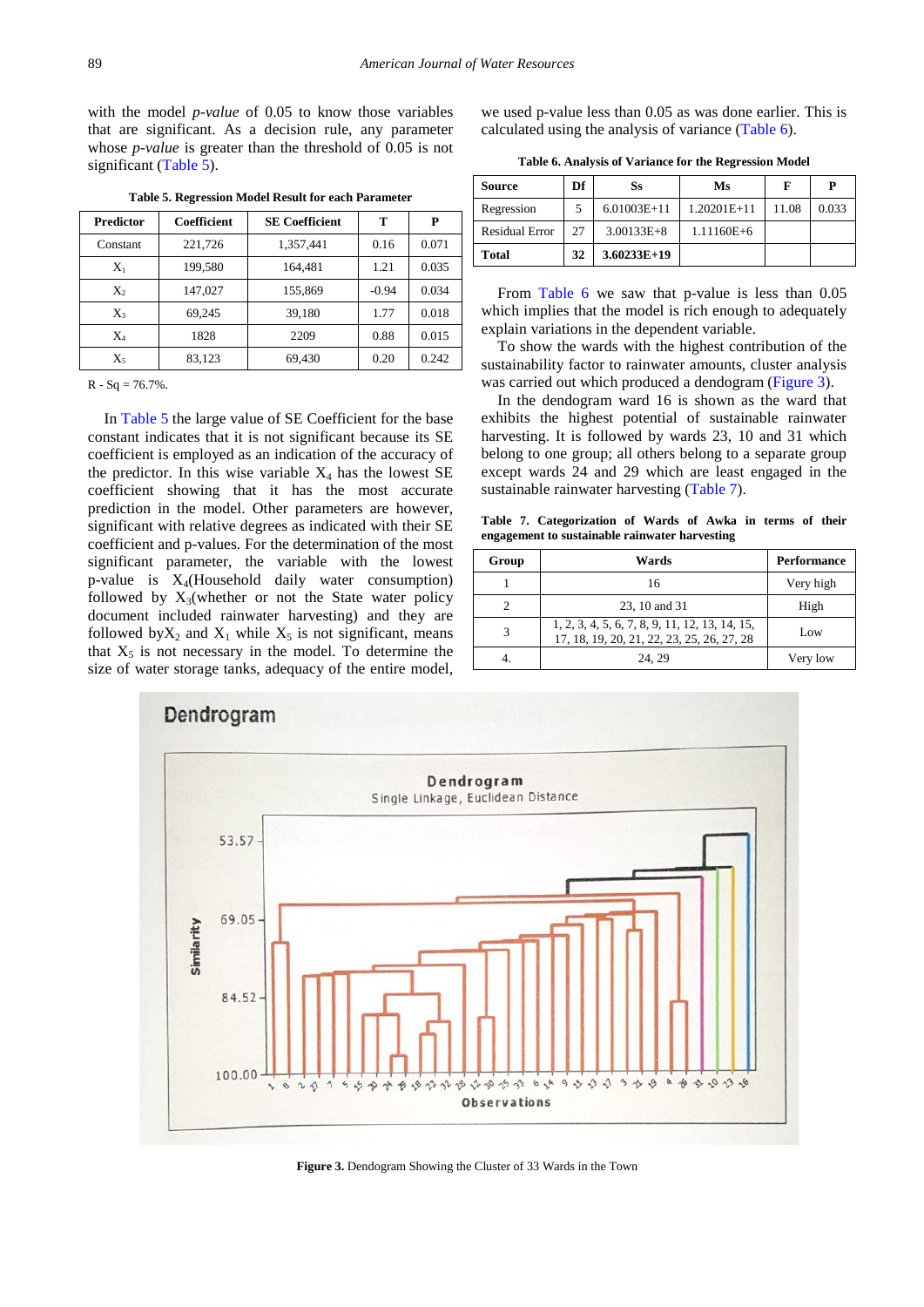with the model *p-value* of 0.05 to know those variables that are significant. As a decision rule, any parameter whose *p-value* is greater than the threshold of 0.05 is not significant (Table 5).

**Table 5. Regression Model Result for each Parameter**

| Predictor | Coefficient | SE Coefficient | T | P |
|---|---|---|---|---|
| Constant | 221,726 | 1,357,441 | 0.16 | 0.071 |
| $X_1$ | 199,580 | 164,481 | 1.21 | 0.035 |
| $X_2$ | 147,027 | 155,869 | -0.94 | 0.034 |
| $X_3$ | 69,245 | 39,180 | 1.77 | 0.018 |
| $X_4$ | 1828 | 2209 | 0.88 | 0.015 |
| $X_5$ | 83,123 | 69,430 | 0.20 | 0.242 |

R - Sq = 76.7%.

In Table 5 the large value of SE Coefficient for the base constant indicates that it is not significant because its SE coefficient is employed as an indication of the accuracy of the predictor. In this wise variable $X_4$ has the lowest SE coefficient showing that it has the most accurate prediction in the model. Other parameters are however, significant with relative degrees as indicated with their SE coefficient and p-values. For the determination of the most significant parameter, the variable with the lowest p-value is $X_4$(Household daily water consumption) followed by $X_3$(whether or not the State water policy document included rainwater harvesting) and they are followed by $X_2$ and $X_1$ while $X_5$ is not significant, means that $X_5$ is not necessary in the model. To determine the size of water storage tanks, adequacy of the entire model, we used p-value less than 0.05 as was done earlier. This is calculated using the analysis of variance (Table 6).

**Table 6. Analysis of Variance for the Regression Model**

| Source | Df | Ss | Ms | F | P |
|---|---|---|---|---|---|
| Regression | 5 | 6.01003E+11 | 1.20201E+11 | 11.08 | 0.033 |
| Residual Error | 27 | 3.00133E+8 | 1.11160E+6 | | |
| **Total** | **32** | **3.60233E+19** | | | |

From Table 6 we saw that p-value is less than 0.05 which implies that the model is rich enough to adequately explain variations in the dependent variable.

To show the wards with the highest contribution of the sustainability factor to rainwater amounts, cluster analysis was carried out which produced a dendogram (Figure 3).

In the dendogram ward 16 is shown as the ward that exhibits the highest potential of sustainable rainwater harvesting. It is followed by wards 23, 10 and 31 which belong to one group; all others belong to a separate group except wards 24 and 29 which are least engaged in the sustainable rainwater harvesting (Table 7).

**Table 7. Categorization of Wards of Awka in terms of their engagement to sustainable rainwater harvesting**

| Group | Wards | Performance |
|---|---|---|
| 1 | 16 | Very high |
| 2 | 23, 10 and 31 | High |
| 3 | 1, 2, 3, 4, 5, 6, 7, 8, 9, 11, 12, 13, 14, 15, 17, 18, 19, 20, 21, 22, 23, 25, 26, 27, 28 | Low |
| 4. | 24, 29 | Very low |

**Figure 3.** Dendogram Showing the Cluster of 33 Wards in the Town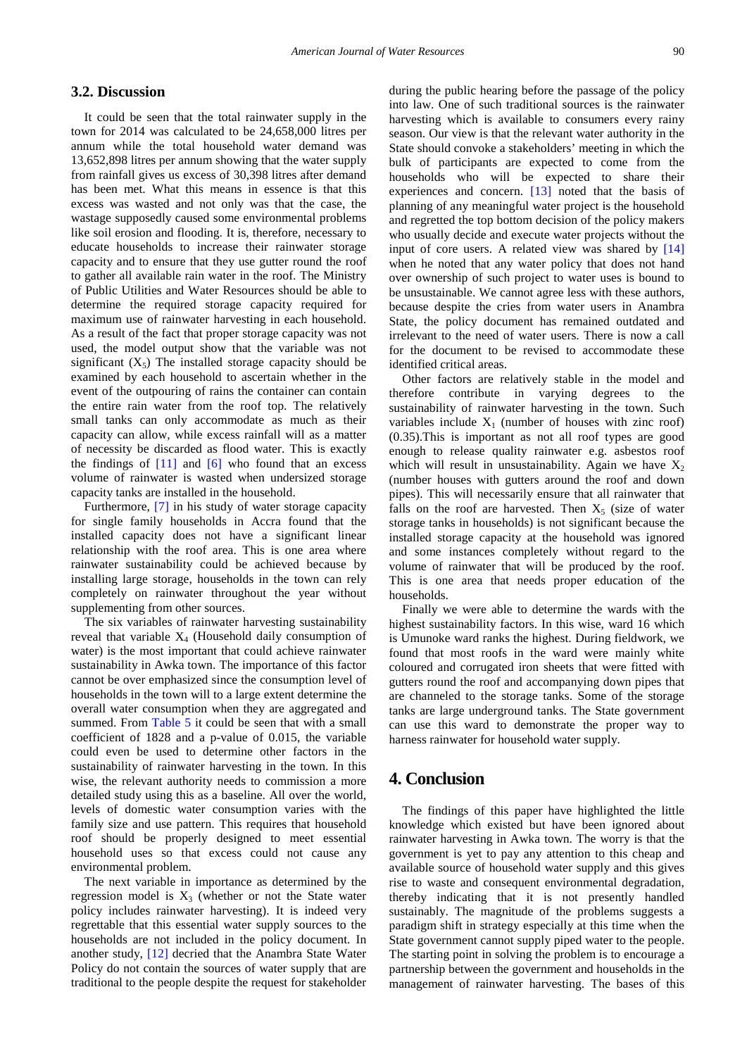### 3.2. Discussion

It could be seen that the total rainwater supply in the town for 2014 was calculated to be 24,658,000 litres per annum while the total household water demand was 13,652,898 litres per annum showing that the water supply from rainfall gives us excess of 30,398 litres after demand has been met. What this means in essence is that this excess was wasted and not only was that the case, the wastage supposedly caused some environmental problems like soil erosion and flooding. It is, therefore, necessary to educate households to increase their rainwater storage capacity and to ensure that they use gutter round the roof to gather all available rain water in the roof. The Ministry of Public Utilities and Water Resources should be able to determine the required storage capacity required for maximum use of rainwater harvesting in each household. As a result of the fact that proper storage capacity was not used, the model output show that the variable was not significant ($X_5$) The installed storage capacity should be examined by each household to ascertain whether in the event of the outpouring of rains the container can contain the entire rain water from the roof top. The relatively small tanks can only accommodate as much as their capacity can allow, while excess rainfall will as a matter of necessity be discarded as flood water. This is exactly the findings of [11] and [6] who found that an excess volume of rainwater is wasted when undersized storage capacity tanks are installed in the household.

Furthermore, [7] in his study of water storage capacity for single family households in Accra found that the installed capacity does not have a significant linear relationship with the roof area. This is one area where rainwater sustainability could be achieved because by installing large storage, households in the town can rely completely on rainwater throughout the year without supplementing from other sources.

The six variables of rainwater harvesting sustainability reveal that variable $X_4$ (Household daily consumption of water) is the most important that could achieve rainwater sustainability in Awka town. The importance of this factor cannot be over emphasized since the consumption level of households in the town will to a large extent determine the overall water consumption when they are aggregated and summed. From Table 5 it could be seen that with a small coefficient of 1828 and a p-value of 0.015, the variable could even be used to determine other factors in the sustainability of rainwater harvesting in the town. In this wise, the relevant authority needs to commission a more detailed study using this as a baseline. All over the world, levels of domestic water consumption varies with the family size and use pattern. This requires that household roof should be properly designed to meet essential household uses so that excess could not cause any environmental problem.

The next variable in importance as determined by the regression model is $X_3$ (whether or not the State water policy includes rainwater harvesting). It is indeed very regrettable that this essential water supply sources to the households are not included in the policy document. In another study, [12] decried that the Anambra State Water Policy do not contain the sources of water supply that are traditional to the people despite the request for stakeholder during the public hearing before the passage of the policy into law. One of such traditional sources is the rainwater harvesting which is available to consumers every rainy season. Our view is that the relevant water authority in the State should convoke a stakeholders' meeting in which the bulk of participants are expected to come from the households who will be expected to share their experiences and concern. [13] noted that the basis of planning of any meaningful water project is the household and regretted the top bottom decision of the policy makers who usually decide and execute water projects without the input of core users. A related view was shared by [14] when he noted that any water policy that does not hand over ownership of such project to water uses is bound to be unsustainable. We cannot agree less with these authors, because despite the cries from water users in Anambra State, the policy document has remained outdated and irrelevant to the need of water users. There is now a call for the document to be revised to accommodate these identified critical areas.

Other factors are relatively stable in the model and therefore contribute in varying degrees to the sustainability of rainwater harvesting in the town. Such variables include $X_1$ (number of houses with zinc roof) (0.35).This is important as not all roof types are good enough to release quality rainwater e.g. asbestos roof which will result in unsustainability. Again we have $X_2$ (number houses with gutters around the roof and down pipes). This will necessarily ensure that all rainwater that falls on the roof are harvested. Then $X_5$ (size of water storage tanks in households) is not significant because the installed storage capacity at the household was ignored and some instances completely without regard to the volume of rainwater that will be produced by the roof. This is one area that needs proper education of the households.

Finally we were able to determine the wards with the highest sustainability factors. In this wise, ward 16 which is Umunoke ward ranks the highest. During fieldwork, we found that most roofs in the ward were mainly white coloured and corrugated iron sheets that were fitted with gutters round the roof and accompanying down pipes that are channeled to the storage tanks. Some of the storage tanks are large underground tanks. The State government can use this ward to demonstrate the proper way to harness rainwater for household water supply.

## 4. Conclusion

The findings of this paper have highlighted the little knowledge which existed but have been ignored about rainwater harvesting in Awka town. The worry is that the government is yet to pay any attention to this cheap and available source of household water supply and this gives rise to waste and consequent environmental degradation, thereby indicating that it is not presently handled sustainably. The magnitude of the problems suggests a paradigm shift in strategy especially at this time when the State government cannot supply piped water to the people. The starting point in solving the problem is to encourage a partnership between the government and households in the management of rainwater harvesting. The bases of this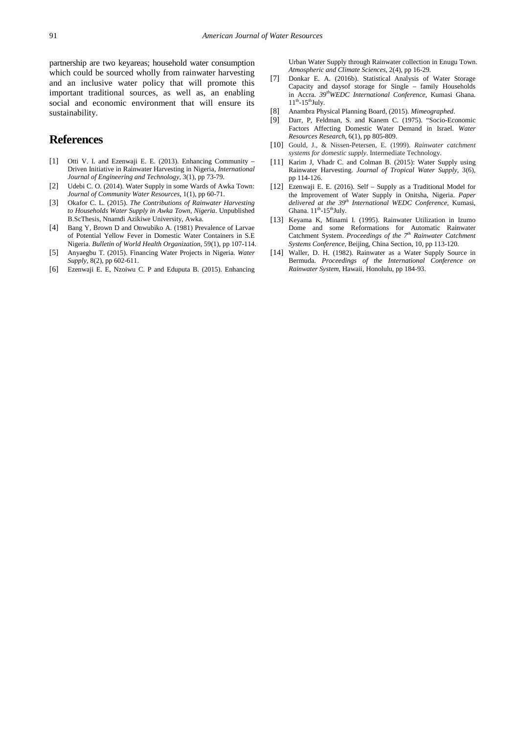partnership are two keyareas; household water consumption which could be sourced wholly from rainwater harvesting and an inclusive water policy that will promote this important traditional sources, as well as, an enabling social and economic environment that will ensure its sustainability.

## References

[1] Otti V. I. and Ezenwaji E. E. (2013). Enhancing Community – Driven Initiative in Rainwater Harvesting in Nigeria, *International Journal of Engineering and Technology*, 3(1), pp 73-79.

[2] Udebi C. O. (2014). Water Supply in some Wards of Awka Town: *Journal of Community Water Resources*, 1(1), pp 60-71.

[3] Okafor C. L. (2015). *The Contributions of Rainwater Harvesting to Households Water Supply in Awka Town, Nigeria*. Unpublished B.ScThesis, Nnamdi Azikiwe University, Awka.

[4] Bang Y, Brown D and Onwubiko A. (1981) Prevalence of Larvae of Potential Yellow Fever in Domestic Water Containers in S.E Nigeria. *Bulletin of World Health Organization*, 59(1), pp 107-114.

[5] Anyaegbu T. (2015). Financing Water Projects in Nigeria. *Water Supply*, 8(2), pp 602-611.

[6] Ezenwaji E. E, Nzoiwu C. P and Eduputa B. (2015). Enhancing Urban Water Supply through Rainwater collection in Enugu Town. *Atmospheric and Climate Sciences*, 2(4), pp 16-29.

[7] Donkar E. A. (2016b). Statistical Analysis of Water Storage Capacity and daysof storage for Single – family Households in Accra. *39thWEDC International Conference*, Kumasi Ghana. 11th-15thJuly.

[8] Anambra Physical Planning Board, (2015). *Mimeographed*.

[9] Darr, P, Feldman, S. and Kanem C. (1975). "Socio-Economic Factors Affecting Domestic Water Demand in Israel. *Water Resources Research*, 6(1), pp 805-809.

[10] Gould, J., & Nissen-Petersen, E. (1999). *Rainwater catchment systems for domestic supply*. Intermediate Technology.

[11] Karim J, Vhadr C. and Colman B. (2015): Water Supply using Rainwater Harvesting. *Journal of Tropical Water Supply*, 3(6), pp 114-126.

[12] Ezenwaji E. E. (2016). Self – Supply as a Traditional Model for the Improvement of Water Supply in Onitsha, Nigeria. *Paper delivered at the 39th International WEDC Conference*, Kumasi, Ghana. 11th-15thJuly.

[13] Keyama K, Minami I. (1995). Rainwater Utilization in Izumo Dome and some Reformations for Automatic Rainwater Catchment System. *Proceedings of the 7th Rainwater Catchment Systems Conference*, Beijing, China Section, 10, pp 113-120.

[14] Waller, D. H. (1982). Rainwater as a Water Supply Source in Bermuda. *Proceedings of the International Conference on Rainwater System*, Hawaii, Honolulu, pp 184-93.